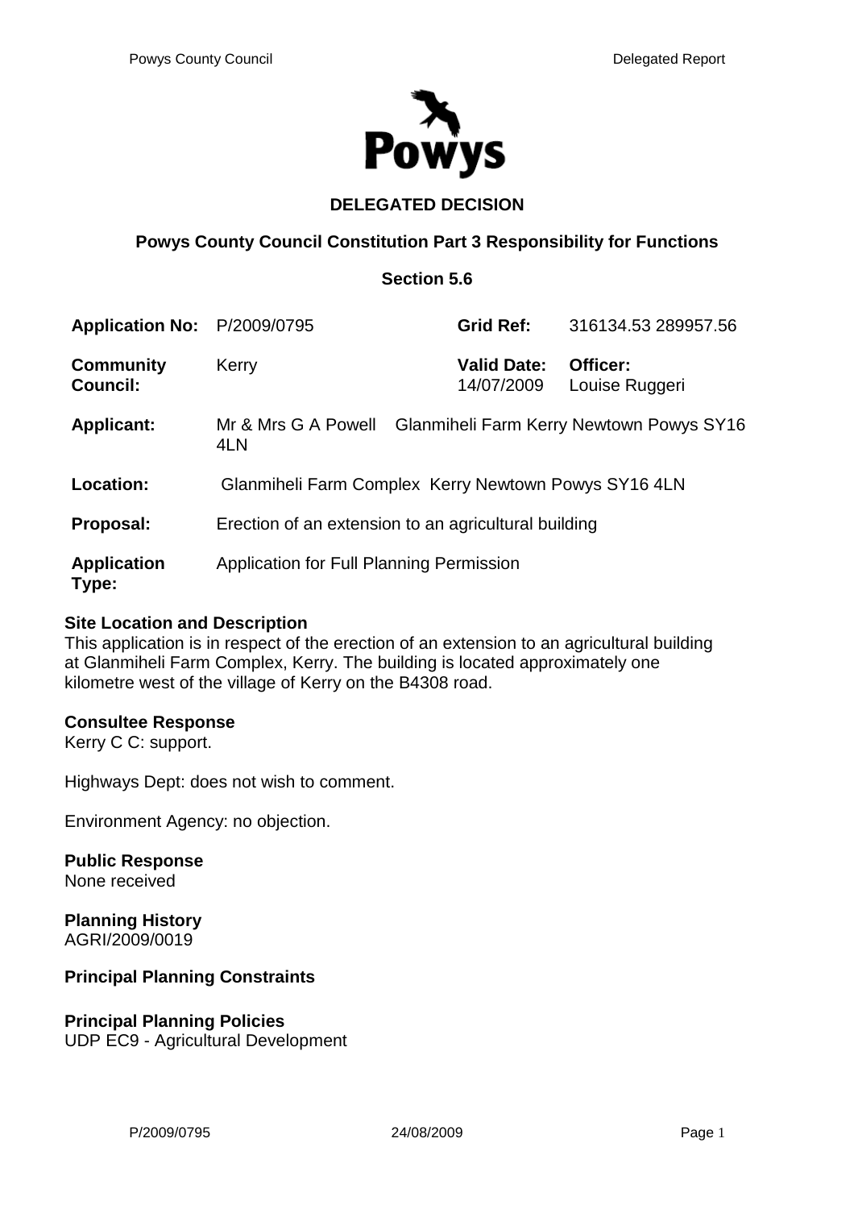# DELEGATED DECISION

## Powys County Council Constitution Part 3 Responsibility for Functions

## Section 5.6

| | | | |
|---|---|---|---|
| **Application No:** | P/2009/0795 | **Grid Ref:** | 316134.53 289957.56 |
| **Community Council:** | Kerry | **Valid Date:** 14/07/2009 | **Officer:** Louise Ruggeri |
| **Applicant:** | Mr & Mrs G A Powell Glanmiheli Farm Kerry Newtown Powys SY16 4LN | | |
| **Location:** | Glanmiheli Farm Complex Kerry Newtown Powys SY16 4LN | | |
| **Proposal:** | Erection of an extension to an agricultural building | | |
| **Application Type:** | Application for Full Planning Permission | | |

**Site Location and Description**
This application is in respect of the erection of an extension to an agricultural building at Glanmiheli Farm Complex, Kerry. The building is located approximately one kilometre west of the village of Kerry on the B4308 road.

**Consultee Response**
Kerry C C: support.

Highways Dept: does not wish to comment.

Environment Agency: no objection.

**Public Response**
None received

**Planning History**
AGRI/2009/0019

**Principal Planning Constraints**

**Principal Planning Policies**
UDP EC9 - Agricultural Development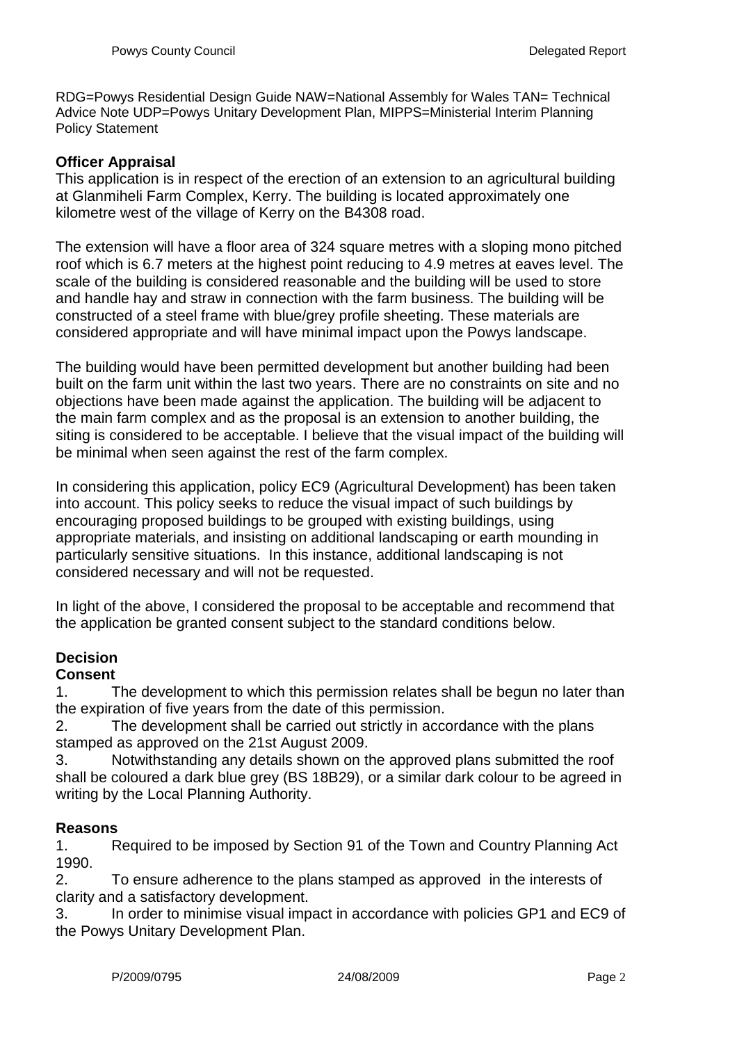RDG=Powys Residential Design Guide NAW=National Assembly for Wales TAN= Technical Advice Note UDP=Powys Unitary Development Plan, MIPPS=Ministerial Interim Planning Policy Statement

## Officer Appraisal

This application is in respect of the erection of an extension to an agricultural building at Glanmiheli Farm Complex, Kerry. The building is located approximately one kilometre west of the village of Kerry on the B4308 road.

The extension will have a floor area of 324 square metres with a sloping mono pitched roof which is 6.7 meters at the highest point reducing to 4.9 metres at eaves level. The scale of the building is considered reasonable and the building will be used to store and handle hay and straw in connection with the farm business. The building will be constructed of a steel frame with blue/grey profile sheeting. These materials are considered appropriate and will have minimal impact upon the Powys landscape.

The building would have been permitted development but another building had been built on the farm unit within the last two years. There are no constraints on site and no objections have been made against the application. The building will be adjacent to the main farm complex and as the proposal is an extension to another building, the siting is considered to be acceptable. I believe that the visual impact of the building will be minimal when seen against the rest of the farm complex.

In considering this application, policy EC9 (Agricultural Development) has been taken into account. This policy seeks to reduce the visual impact of such buildings by encouraging proposed buildings to be grouped with existing buildings, using appropriate materials, and insisting on additional landscaping or earth mounding in particularly sensitive situations. In this instance, additional landscaping is not considered necessary and will not be requested.

In light of the above, I considered the proposal to be acceptable and recommend that the application be granted consent subject to the standard conditions below.

## Decision

**Consent**

1. The development to which this permission relates shall be begun no later than the expiration of five years from the date of this permission.
2. The development shall be carried out strictly in accordance with the plans stamped as approved on the 21st August 2009.
3. Notwithstanding any details shown on the approved plans submitted the roof shall be coloured a dark blue grey (BS 18B29), or a similar dark colour to be agreed in writing by the Local Planning Authority.

## Reasons

1. Required to be imposed by Section 91 of the Town and Country Planning Act 1990.
2. To ensure adherence to the plans stamped as approved in the interests of clarity and a satisfactory development.
3. In order to minimise visual impact in accordance with policies GP1 and EC9 of the Powys Unitary Development Plan.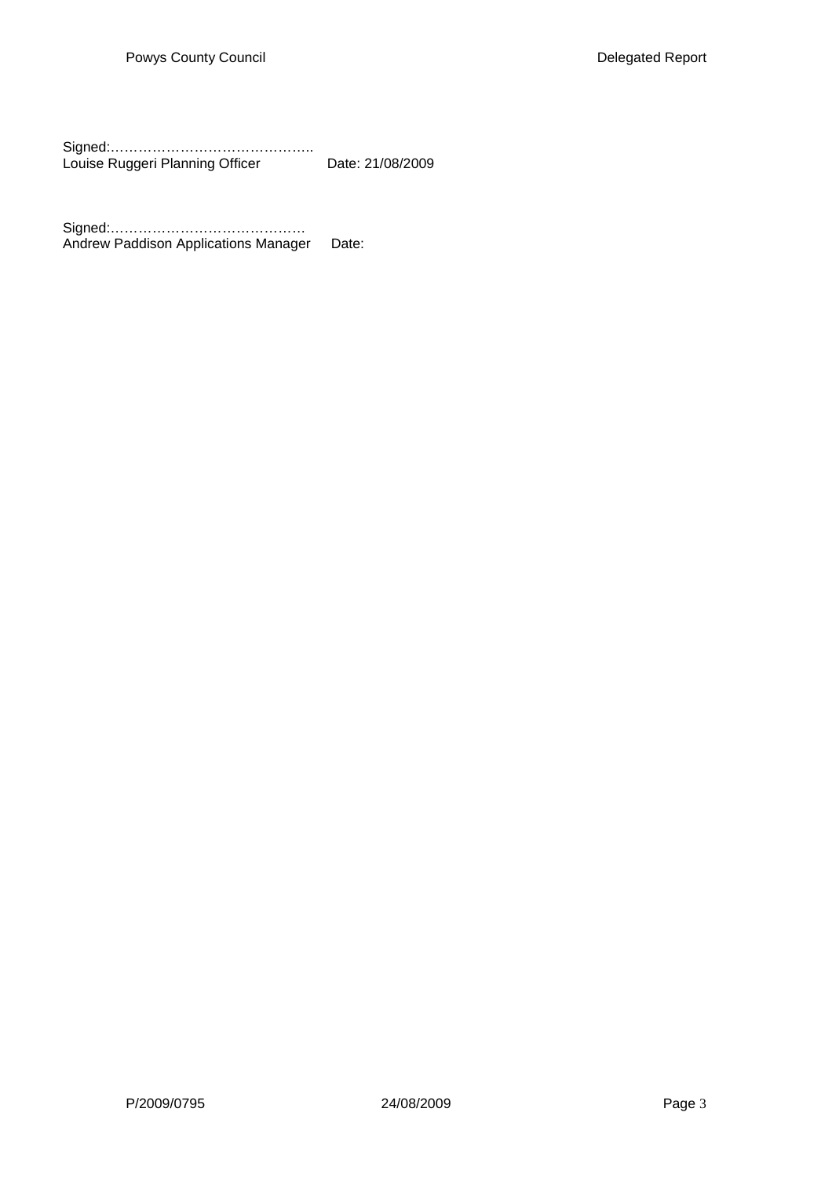Signed:……………………………………..
Louise Ruggeri Planning Officer Date: 21/08/2009

Signed:……………………………………
Andrew Paddison Applications Manager Date: